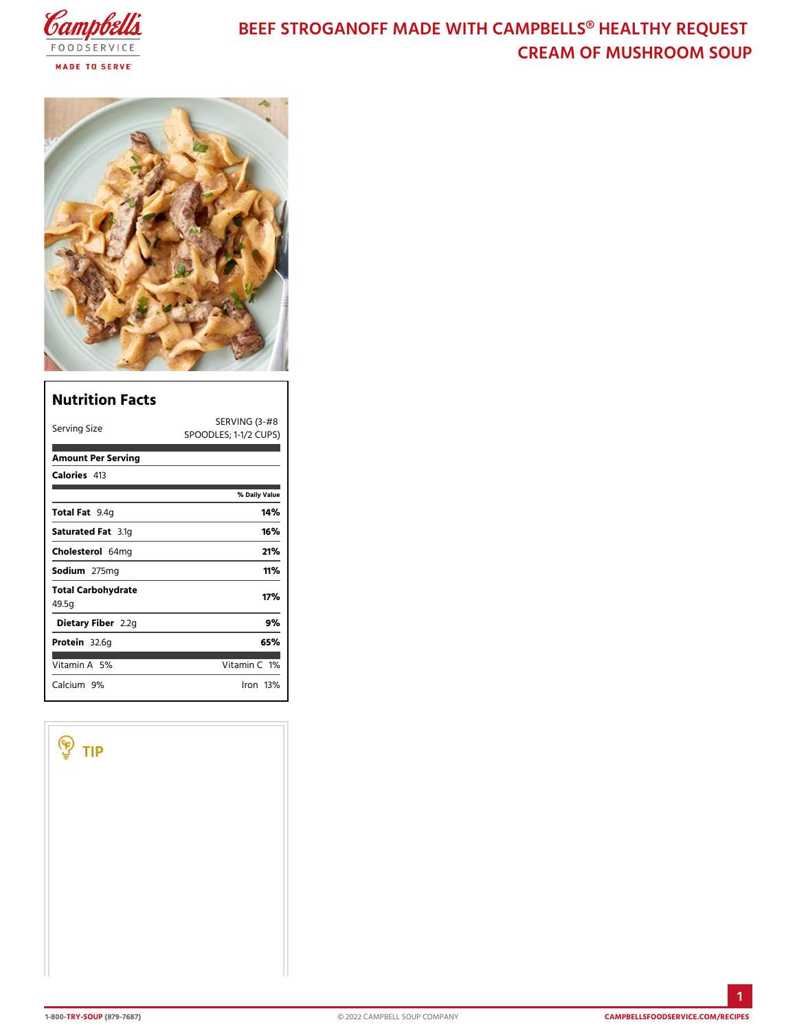# BEEF STROGANOFF MADE WITH CAMPBELLS® HEALTHY REQUEST CREAM OF MUSHROOM SOUP

## Nutrition Facts

| Serving Size | SERVING (3-#8 SPOODLES; 1-1/2 CUPS) |
|---|---|
| **Amount Per Serving** | |
| **Calories** 413 | |
| | **% Daily Value** |
| **Total Fat** 9.4g | **14%** |
| **Saturated Fat** 3.1g | **16%** |
| **Cholesterol** 64mg | **21%** |
| **Sodium** 275mg | **11%** |
| **Total Carbohydrate** 49.5g | **17%** |
| **Dietary Fiber** 2.2g | **9%** |
| **Protein** 32.6g | **65%** |
| Vitamin A 5% | Vitamin C 1% |
| Calcium 9% | Iron 13% |

### TIP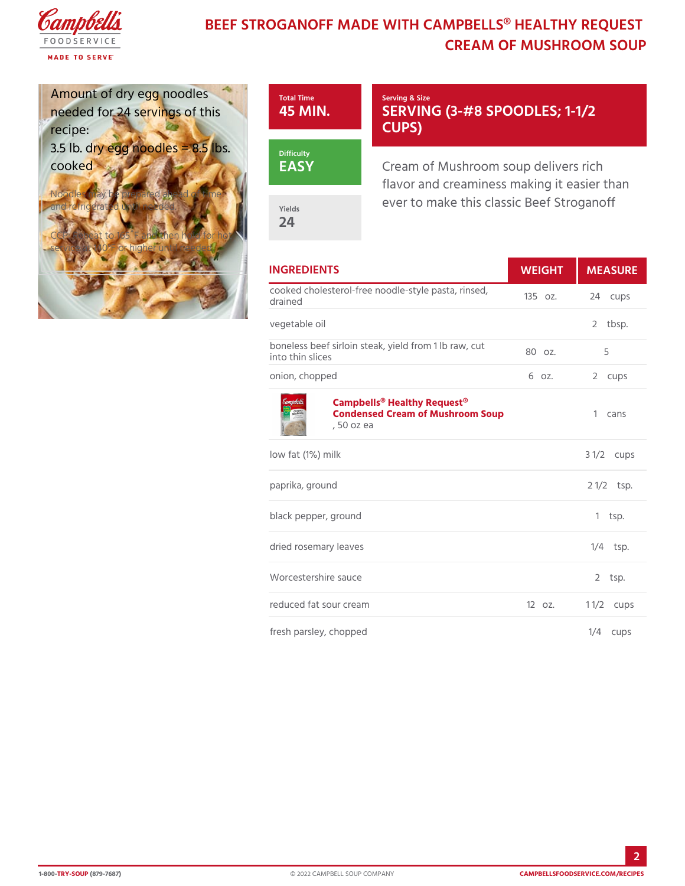# BEEF STROGANOFF MADE WITH CAMPBELLS® HEALTHY REQUEST CREAM OF MUSHROOM SOUP

Amount of dry egg noodles needed for 24 servings of this recipe:
3.5 lb. dry egg noodles = 8.5 lbs. cooked

Noodles may be prepared ahead of time and refrigerated until needed.

CCP: Heat to 165°F and then hold for hot service at 140°F or higher until needed.

**Total Time**
45 MIN.

**Difficulty**
EASY

**Yields**
24

**Serving & Size**
SERVING (3-#8 SPOODLES; 1-1/2 CUPS)

Cream of Mushroom soup delivers rich flavor and creaminess making it easier than ever to make this classic Beef Stroganoff

| INGREDIENTS | WEIGHT | MEASURE |
| --- | --- | --- |
| cooked cholesterol-free noodle-style pasta, rinsed, drained | 135 oz. | 24 cups |
| vegetable oil | | 2 tbsp. |
| boneless beef sirloin steak, yield from 1 lb raw, cut into thin slices | 80 oz. | 5 |
| onion, chopped | 6 oz. | 2 cups |
| Campbells® Healthy Request® Condensed Cream of Mushroom Soup, 50 oz ea | | 1 cans |
| low fat (1%) milk | | 3 1/2 cups |
| paprika, ground | | 2 1/2 tsp. |
| black pepper, ground | | 1 tsp. |
| dried rosemary leaves | | 1/4 tsp. |
| Worcestershire sauce | | 2 tsp. |
| reduced fat sour cream | 12 oz. | 1 1/2 cups |
| fresh parsley, chopped | | 1/4 cups |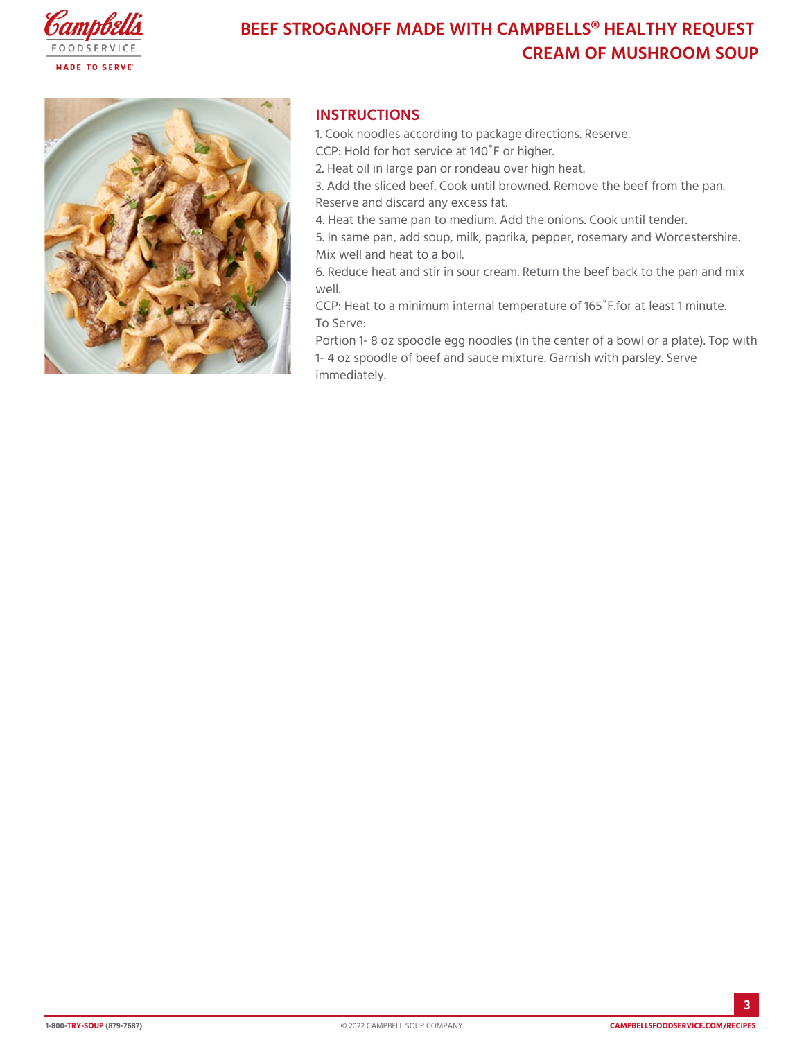## INSTRUCTIONS

1. Cook noodles according to package directions. Reserve.
CCP: Hold for hot service at 140˚F or higher.
2. Heat oil in large pan or rondeau over high heat.
3. Add the sliced beef. Cook until browned. Remove the beef from the pan. Reserve and discard any excess fat.
4. Heat the same pan to medium. Add the onions. Cook until tender.
5. In same pan, add soup, milk, paprika, pepper, rosemary and Worcestershire. Mix well and heat to a boil.
6. Reduce heat and stir in sour cream. Return the beef back to the pan and mix well.
CCP: Heat to a minimum internal temperature of 165˚F.for at least 1 minute.
To Serve:
Portion 1- 8 oz spoodle egg noodles (in the center of a bowl or a plate). Top with 1- 4 oz spoodle of beef and sauce mixture. Garnish with parsley. Serve immediately.